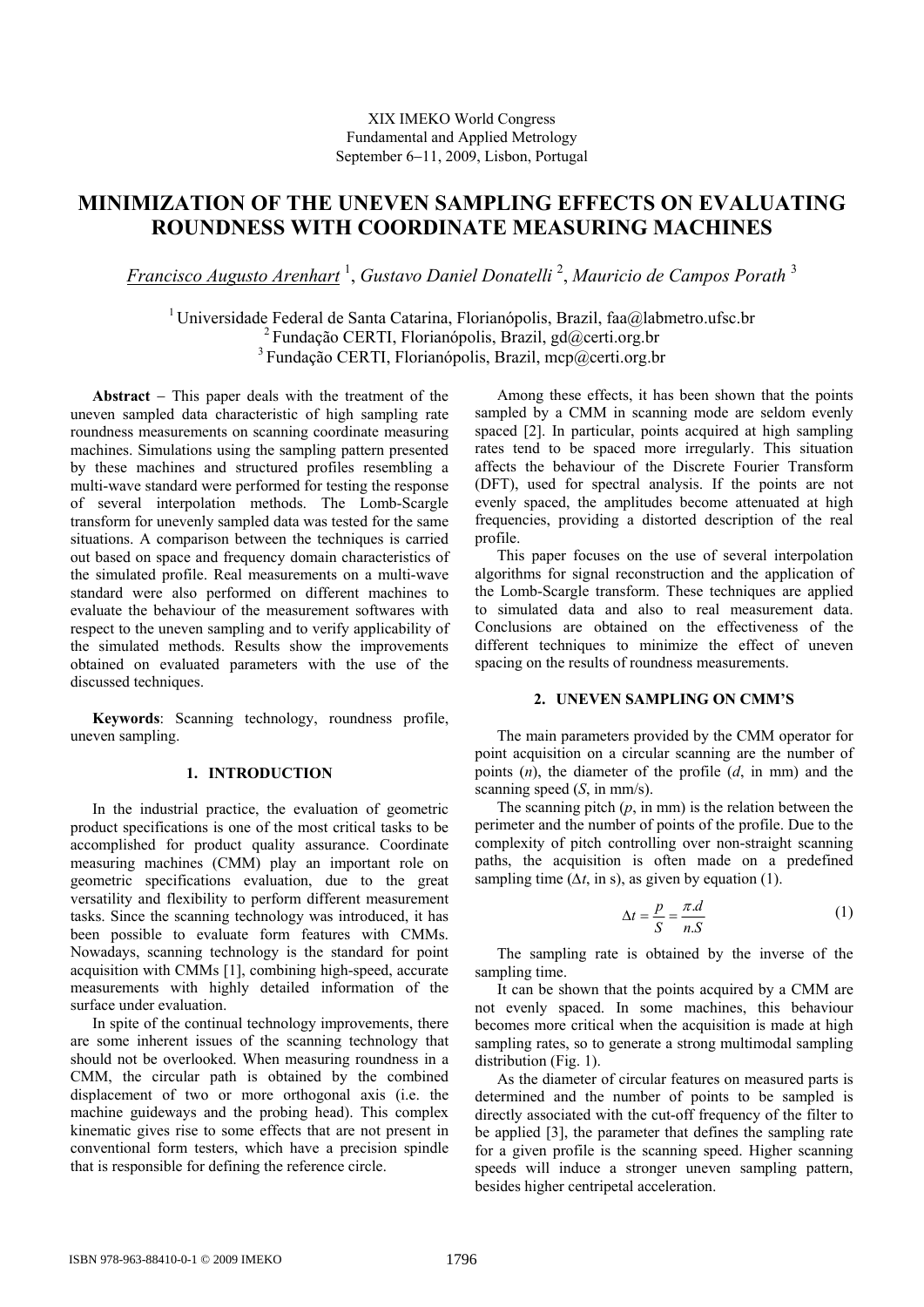XIX IMEKO World Congress
Fundamental and Applied Metrology
September 6−11, 2009, Lisbon, Portugal

# MINIMIZATION OF THE UNEVEN SAMPLING EFFECTS ON EVALUATING ROUNDNESS WITH COORDINATE MEASURING MACHINES

*Francisco Augusto Arenhart* [1], *Gustavo Daniel Donatelli* [2], *Mauricio de Campos Porath* [3]

[1] Universidade Federal de Santa Catarina, Florianópolis, Brazil, faa@labmetro.ufsc.br
[2] Fundação CERTI, Florianópolis, Brazil, gd@certi.org.br
[3] Fundação CERTI, Florianópolis, Brazil, mcp@certi.org.br

**Abstract** − This paper deals with the treatment of the uneven sampled data characteristic of high sampling rate roundness measurements on scanning coordinate measuring machines. Simulations using the sampling pattern presented by these machines and structured profiles resembling a multi-wave standard were performed for testing the response of several interpolation methods. The Lomb-Scargle transform for unevenly sampled data was tested for the same situations. A comparison between the techniques is carried out based on space and frequency domain characteristics of the simulated profile. Real measurements on a multi-wave standard were also performed on different machines to evaluate the behaviour of the measurement softwares with respect to the uneven sampling and to verify applicability of the simulated methods. Results show the improvements obtained on evaluated parameters with the use of the discussed techniques.

**Keywords**: Scanning technology, roundness profile, uneven sampling.

## 1. INTRODUCTION

In the industrial practice, the evaluation of geometric product specifications is one of the most critical tasks to be accomplished for product quality assurance. Coordinate measuring machines (CMM) play an important role on geometric specifications evaluation, due to the great versatility and flexibility to perform different measurement tasks. Since the scanning technology was introduced, it has been possible to evaluate form features with CMMs. Nowadays, scanning technology is the standard for point acquisition with CMMs [1], combining high-speed, accurate measurements with highly detailed information of the surface under evaluation.

In spite of the continual technology improvements, there are some inherent issues of the scanning technology that should not be overlooked. When measuring roundness in a CMM, the circular path is obtained by the combined displacement of two or more orthogonal axis (i.e. the machine guideways and the probing head). This complex kinematic gives rise to some effects that are not present in conventional form testers, which have a precision spindle that is responsible for defining the reference circle.

Among these effects, it has been shown that the points sampled by a CMM in scanning mode are seldom evenly spaced [2]. In particular, points acquired at high sampling rates tend to be spaced more irregularly. This situation affects the behaviour of the Discrete Fourier Transform (DFT), used for spectral analysis. If the points are not evenly spaced, the amplitudes become attenuated at high frequencies, providing a distorted description of the real profile.

This paper focuses on the use of several interpolation algorithms for signal reconstruction and the application of the Lomb-Scargle transform. These techniques are applied to simulated data and also to real measurement data. Conclusions are obtained on the effectiveness of the different techniques to minimize the effect of uneven spacing on the results of roundness measurements.

## 2. UNEVEN SAMPLING ON CMM'S

The main parameters provided by the CMM operator for point acquisition on a circular scanning are the number of points ($n$), the diameter of the profile ($d$, in mm) and the scanning speed ($S$, in mm/s).

The scanning pitch ($p$, in mm) is the relation between the perimeter and the number of points of the profile. Due to the complexity of pitch controlling over non-straight scanning paths, the acquisition is often made on a predefined sampling time ($\Delta t$, in s), as given by equation (1).

$$\Delta t = \frac{p}{S} = \frac{\pi . d}{n . S} \tag{1}$$

The sampling rate is obtained by the inverse of the sampling time.

It can be shown that the points acquired by a CMM are not evenly spaced. In some machines, this behaviour becomes more critical when the acquisition is made at high sampling rates, so to generate a strong multimodal sampling distribution (Fig. 1).

As the diameter of circular features on measured parts is determined and the number of points to be sampled is directly associated with the cut-off frequency of the filter to be applied [3], the parameter that defines the sampling rate for a given profile is the scanning speed. Higher scanning speeds will induce a stronger uneven sampling pattern, besides higher centripetal acceleration.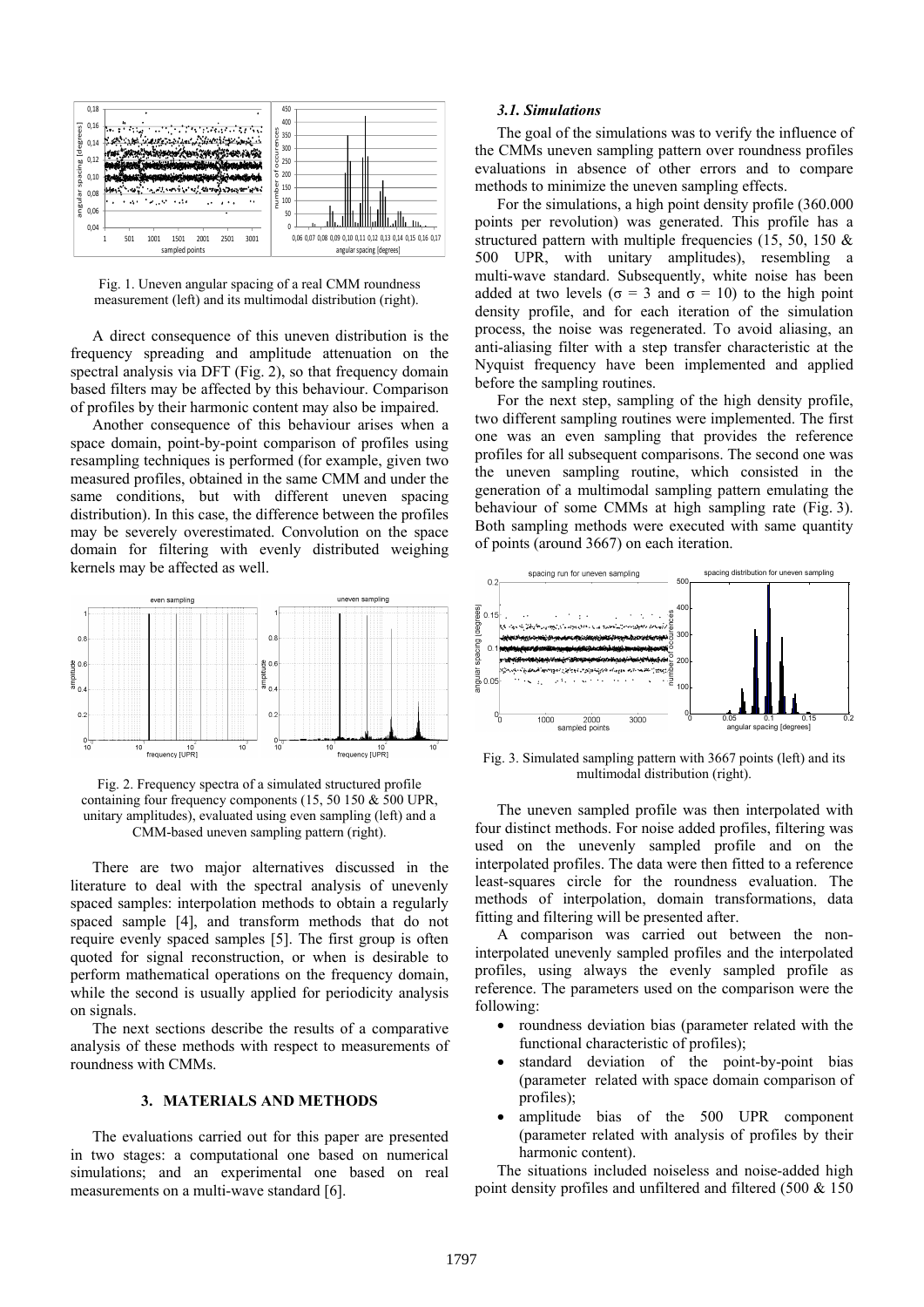Fig. 1. Uneven angular spacing of a real CMM roundness measurement (left) and its multimodal distribution (right).

A direct consequence of this uneven distribution is the frequency spreading and amplitude attenuation on the spectral analysis via DFT (Fig. 2), so that frequency domain based filters may be affected by this behaviour. Comparison of profiles by their harmonic content may also be impaired.

Another consequence of this behaviour arises when a space domain, point-by-point comparison of profiles using resampling techniques is performed (for example, given two measured profiles, obtained in the same CMM and under the same conditions, but with different uneven spacing distribution). In this case, the difference between the profiles may be severely overestimated. Convolution on the space domain for filtering with evenly distributed weighing kernels may be affected as well.

Fig. 2. Frequency spectra of a simulated structured profile containing four frequency components (15, 50 150 & 500 UPR, unitary amplitudes), evaluated using even sampling (left) and a CMM-based uneven sampling pattern (right).

There are two major alternatives discussed in the literature to deal with the spectral analysis of unevenly spaced samples: interpolation methods to obtain a regularly spaced sample [4], and transform methods that do not require evenly spaced samples [5]. The first group is often quoted for signal reconstruction, or when is desirable to perform mathematical operations on the frequency domain, while the second is usually applied for periodicity analysis on signals.

The next sections describe the results of a comparative analysis of these methods with respect to measurements of roundness with CMMs.

## 3. MATERIALS AND METHODS

The evaluations carried out for this paper are presented in two stages: a computational one based on numerical simulations; and an experimental one based on real measurements on a multi-wave standard [6].

### *3.1. Simulations*

The goal of the simulations was to verify the influence of the CMMs uneven sampling pattern over roundness profiles evaluations in absence of other errors and to compare methods to minimize the uneven sampling effects.

For the simulations, a high point density profile (360.000 points per revolution) was generated. This profile has a structured pattern with multiple frequencies (15, 50, 150 & 500 UPR, with unitary amplitudes), resembling a multi-wave standard. Subsequently, white noise has been added at two levels ($\sigma = 3$ and $\sigma = 10$) to the high point density profile, and for each iteration of the simulation process, the noise was regenerated. To avoid aliasing, an anti-aliasing filter with a step transfer characteristic at the Nyquist frequency have been implemented and applied before the sampling routines.

For the next step, sampling of the high density profile, two different sampling routines were implemented. The first one was an even sampling that provides the reference profiles for all subsequent comparisons. The second one was the uneven sampling routine, which consisted in the generation of a multimodal sampling pattern emulating the behaviour of some CMMs at high sampling rate (Fig. 3). Both sampling methods were executed with same quantity of points (around 3667) on each iteration.

Fig. 3. Simulated sampling pattern with 3667 points (left) and its multimodal distribution (right).

The uneven sampled profile was then interpolated with four distinct methods. For noise added profiles, filtering was used on the unevenly sampled profile and on the interpolated profiles. The data were then fitted to a reference least-squares circle for the roundness evaluation. The methods of interpolation, domain transformations, data fitting and filtering will be presented after.

A comparison was carried out between the non-interpolated unevenly sampled profiles and the interpolated profiles, using always the evenly sampled profile as reference. The parameters used on the comparison were the following:

- roundness deviation bias (parameter related with the functional characteristic of profiles);
- standard deviation of the point-by-point bias (parameter related with space domain comparison of profiles);
- amplitude bias of the 500 UPR component (parameter related with analysis of profiles by their harmonic content).

The situations included noiseless and noise-added high point density profiles and unfiltered and filtered (500 & 150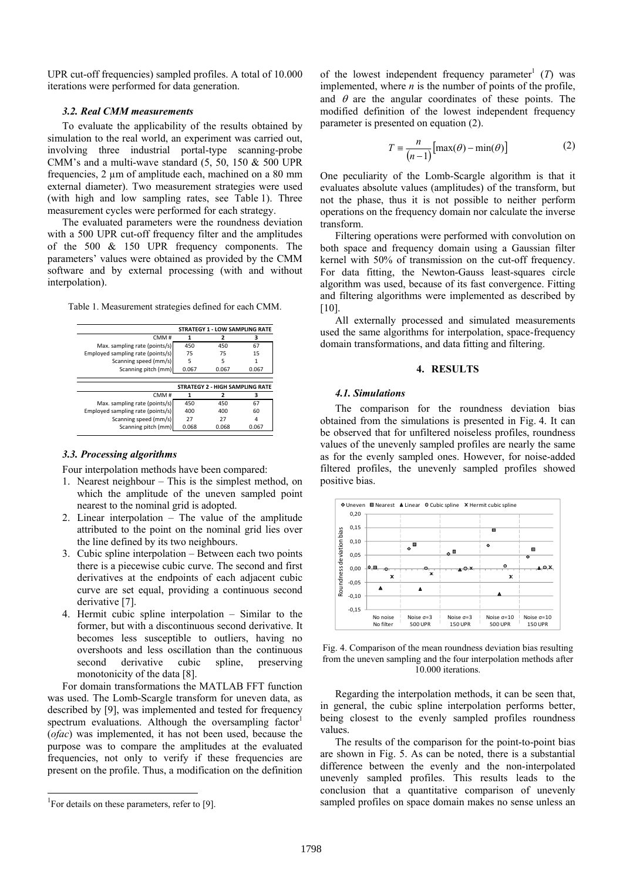UPR cut-off frequencies) sampled profiles. A total of 10.000 iterations were performed for data generation.

### 3.2. Real CMM measurements

To evaluate the applicability of the results obtained by simulation to the real world, an experiment was carried out, involving three industrial portal-type scanning-probe CMM's and a multi-wave standard (5, 50, 150 & 500 UPR frequencies, 2 µm of amplitude each, machined on a 80 mm external diameter). Two measurement strategies were used (with high and low sampling rates, see Table 1). Three measurement cycles were performed for each strategy.

The evaluated parameters were the roundness deviation with a 500 UPR cut-off frequency filter and the amplitudes of the 500 & 150 UPR frequency components. The parameters' values were obtained as provided by the CMM software and by external processing (with and without interpolation).

Table 1. Measurement strategies defined for each CMM.

| | STRATEGY 1 - LOW SAMPLING RATE | | |
|---|---|---|---|
| CMM # | 1 | 2 | 3 |
| Max. sampling rate (points/s) | 450 | 450 | 67 |
| Employed sampling rate (points/s) | 75 | 75 | 15 |
| Scanning speed (mm/s) | 5 | 5 | 1 |
| Scanning pitch (mm) | 0.067 | 0.067 | 0.067 |

| | STRATEGY 2 - HIGH SAMPLING RATE | | |
|---|---|---|---|
| CMM # | 1 | 2 | 3 |
| Max. sampling rate (points/s) | 450 | 450 | 67 |
| Employed sampling rate (points/s) | 400 | 400 | 60 |
| Scanning speed (mm/s) | 27 | 27 | 4 |
| Scanning pitch (mm) | 0.068 | 0.068 | 0.067 |

### 3.3. Processing algorithms

Four interpolation methods have been compared:

1. Nearest neighbour – This is the simplest method, on which the amplitude of the uneven sampled point nearest to the nominal grid is adopted.
2. Linear interpolation – The value of the amplitude attributed to the point on the nominal grid lies over the line defined by its two neighbours.
3. Cubic spline interpolation – Between each two points there is a piecewise cubic curve. The second and first derivatives at the endpoints of each adjacent cubic curve are set equal, providing a continuous second derivative [7].
4. Hermit cubic spline interpolation – Similar to the former, but with a discontinuous second derivative. It becomes less susceptible to outliers, having no overshoots and less oscillation than the continuous second derivative cubic spline, preserving monotonicity of the data [8].

For domain transformations the MATLAB FFT function was used. The Lomb-Scargle transform for uneven data, as described by [9], was implemented and tested for frequency spectrum evaluations. Although the oversampling factor[1] (*ofac*) was implemented, it has not been used, because the purpose was to compare the amplitudes at the evaluated frequencies, not only to verify if these frequencies are present on the profile. Thus, a modification on the definition of the lowest independent frequency parameter[1] ($T$) was implemented, where $n$ is the number of points of the profile, and $\theta$ are the angular coordinates of these points. The modified definition of the lowest independent frequency parameter is presented on equation (2).

$$T \equiv \frac{n}{(n-1)}\left[\max(\theta) - \min(\theta)\right] \tag{2}$$

One peculiarity of the Lomb-Scargle algorithm is that it evaluates absolute values (amplitudes) of the transform, but not the phase, thus it is not possible to neither perform operations on the frequency domain nor calculate the inverse transform.

Filtering operations were performed with convolution on both space and frequency domain using a Gaussian filter kernel with 50% of transmission on the cut-off frequency. For data fitting, the Newton-Gauss least-squares circle algorithm was used, because of its fast convergence. Fitting and filtering algorithms were implemented as described by [10].

All externally processed and simulated measurements used the same algorithms for interpolation, space-frequency domain transformations, and data fitting and filtering.

## 4. RESULTS

### 4.1. Simulations

The comparison for the roundness deviation bias obtained from the simulations is presented in Fig. 4. It can be observed that for unfiltered noiseless profiles, roundness values of the unevenly sampled profiles are nearly the same as for the evenly sampled ones. However, for noise-added filtered profiles, the unevenly sampled profiles showed positive bias.

Fig. 4. Comparison of the mean roundness deviation bias resulting from the uneven sampling and the four interpolation methods after 10.000 iterations.

Regarding the interpolation methods, it can be seen that, in general, the cubic spline interpolation performs better, being closest to the evenly sampled profiles roundness values.

The results of the comparison for the point-to-point bias are shown in Fig. 5. As can be noted, there is a substantial difference between the evenly and the non-interpolated unevenly sampled profiles. This results leads to the conclusion that a quantitative comparison of unevenly sampled profiles on space domain makes no sense unless an

[1]For details on these parameters, refer to [9].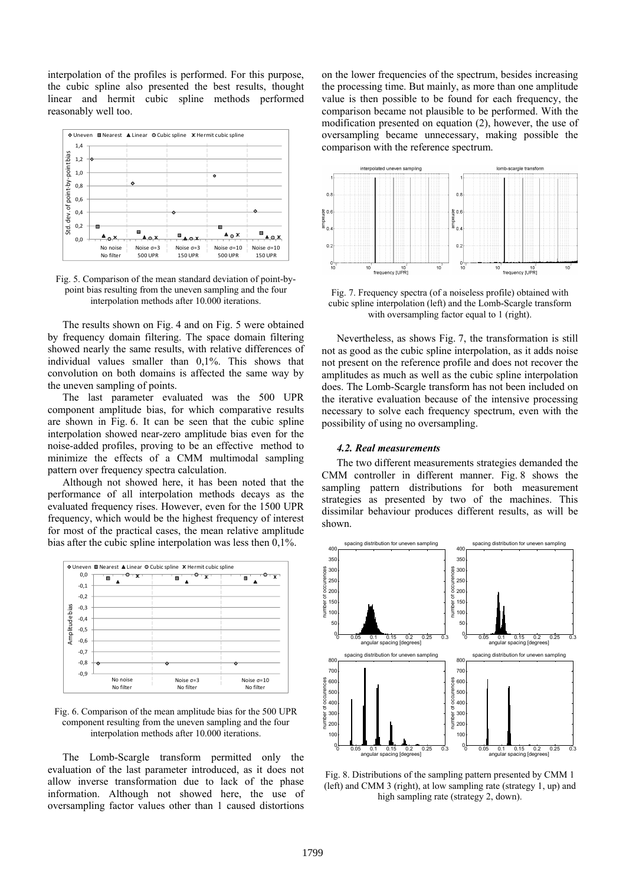interpolation of the profiles is performed. For this purpose, the cubic spline also presented the best results, thought linear and hermit cubic spline methods performed reasonably well too.

Fig. 5. Comparison of the mean standard deviation of point-by-point bias resulting from the uneven sampling and the four interpolation methods after 10.000 iterations.

The results shown on Fig. 4 and on Fig. 5 were obtained by frequency domain filtering. The space domain filtering showed nearly the same results, with relative differences of individual values smaller than 0,1%. This shows that convolution on both domains is affected the same way by the uneven sampling of points.

The last parameter evaluated was the 500 UPR component amplitude bias, for which comparative results are shown in Fig. 6. It can be seen that the cubic spline interpolation showed near-zero amplitude bias even for the noise-added profiles, proving to be an effective method to minimize the effects of a CMM multimodal sampling pattern over frequency spectra calculation.

Although not showed here, it has been noted that the performance of all interpolation methods decays as the evaluated frequency rises. However, even for the 1500 UPR frequency, which would be the highest frequency of interest for most of the practical cases, the mean relative amplitude bias after the cubic spline interpolation was less then 0,1%.

Fig. 6. Comparison of the mean amplitude bias for the 500 UPR component resulting from the uneven sampling and the four interpolation methods after 10.000 iterations.

The Lomb-Scargle transform permitted only the evaluation of the last parameter introduced, as it does not allow inverse transformation due to lack of the phase information. Although not showed here, the use of oversampling factor values other than 1 caused distortions on the lower frequencies of the spectrum, besides increasing the processing time. But mainly, as more than one amplitude value is then possible to be found for each frequency, the comparison became not plausible to be performed. With the modification presented on equation (2), however, the use of oversampling became unnecessary, making possible the comparison with the reference spectrum.

Fig. 7. Frequency spectra (of a noiseless profile) obtained with cubic spline interpolation (left) and the Lomb-Scargle transform with oversampling factor equal to 1 (right).

Nevertheless, as shows Fig. 7, the transformation is still not as good as the cubic spline interpolation, as it adds noise not present on the reference profile and does not recover the amplitudes as much as well as the cubic spline interpolation does. The Lomb-Scargle transform has not been included on the iterative evaluation because of the intensive processing necessary to solve each frequency spectrum, even with the possibility of using no oversampling.

### *4.2. Real measurements*

The two different measurements strategies demanded the CMM controller in different manner. Fig. 8 shows the sampling pattern distributions for both measurement strategies as presented by two of the machines. This dissimilar behaviour produces different results, as will be shown.

Fig. 8. Distributions of the sampling pattern presented by CMM 1 (left) and CMM 3 (right), at low sampling rate (strategy 1, up) and high sampling rate (strategy 2, down).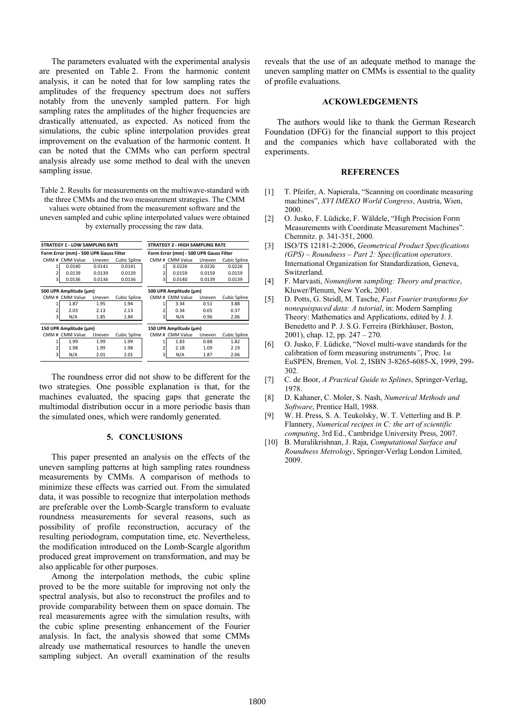The parameters evaluated with the experimental analysis are presented on Table 2. From the harmonic content analysis, it can be noted that for low sampling rates the amplitudes of the frequency spectrum does not suffers notably from the unevenly sampled pattern. For high sampling rates the amplitudes of the higher frequencies are drastically attenuated, as expected. As noticed from the simulations, the cubic spline interpolation provides great improvement on the evaluation of the harmonic content. It can be noted that the CMMs who can perform spectral analysis already use some method to deal with the uneven sampling issue.

Table 2. Results for measurements on the multiwave-standard with the three CMMs and the two measurement strategies. The CMM values were obtained from the measurement software and the uneven sampled and cubic spline interpolated values were obtained by externally processing the raw data.

| STRATEGY 1 - LOW SAMPLING RATE | | | | STRATEGY 2 - HIGH SAMPLING RATE | | | |
|---|---|---|---|---|---|---|---|
| **Form Error (mm) - 500 UPR Gauss Filter** | | | | **Form Error (mm) - 500 UPR Gauss Filter** | | | |
| CMM # | CMM Value | Uneven | Cubic Spline | CMM # | CMM Value | Uneven | Cubic Spline |
| 1 | 0.0140 | 0.0141 | 0.0141 | 1 | 0.0226 | 0.0226 | 0.0226 |
| 2 | 0.0139 | 0.0139 | 0.0139 | 2 | 0.0159 | 0.0159 | 0.0159 |
| 3 | 0.0136 | 0.0136 | 0.0136 | 3 | 0.0140 | 0.0139 | 0.0139 |
| **500 UPR Amplitude (µm)** | | | | **500 UPR Amplitude (µm)** | | | |
| CMM # | CMM Value | Uneven | Cubic Spline | CMM # | CMM Value | Uneven | Cubic Spline |
| 1 | 1.87 | 1.95 | 1.94 | 1 | 3.34 | 0.51 | 3.88 |
| 2 | 2.03 | 2.13 | 2.13 | 2 | 0.34 | 0.05 | 0.37 |
| 3 | N/A | 1.85 | 1.84 | 3 | N/A | 0.96 | 2.06 |
| **150 UPR Amplitude (µm)** | | | | **150 UPR Amplitude (µm)** | | | |
| CMM # | CMM Value | Uneven | Cubic Spline | CMM # | CMM Value | Uneven | Cubic Spline |
| 1 | 1.99 | 1.99 | 1.99 | 1 | 1.83 | 0.88 | 1.82 |
| 2 | 1.98 | 1.99 | 1.98 | 2 | 2.18 | 1.09 | 2.19 |
| 3 | N/A | 2.01 | 2.01 | 3 | N/A | 1.87 | 2.06 |

The roundness error did not show to be different for the two strategies. One possible explanation is that, for the machines evaluated, the spacing gaps that generate the multimodal distribution occur in a more periodic basis than the simulated ones, which were randomly generated.

## 5. CONCLUSIONS

This paper presented an analysis on the effects of the uneven sampling patterns at high sampling rates roundness measurements by CMMs. A comparison of methods to minimize these effects was carried out. From the simulated data, it was possible to recognize that interpolation methods are preferable over the Lomb-Scargle transform to evaluate roundness measurements for several reasons, such as possibility of profile reconstruction, accuracy of the resulting periodogram, computation time, etc. Nevertheless, the modification introduced on the Lomb-Scargle algorithm produced great improvement on transformation, and may be also applicable for other purposes.

Among the interpolation methods, the cubic spline proved to be the more suitable for improving not only the spectral analysis, but also to reconstruct the profiles and to provide comparability between them on space domain. The real measurements agree with the simulation results, with the cubic spline presenting enhancement of the Fourier analysis. In fact, the analysis showed that some CMMs already use mathematical resources to handle the uneven sampling subject. An overall examination of the results reveals that the use of an adequate method to manage the uneven sampling matter on CMMs is essential to the quality of profile evaluations.

## ACKOWLEDGEMENTS

The authors would like to thank the German Research Foundation (DFG) for the financial support to this project and the companies which have collaborated with the experiments.

## REFERENCES

[1] T. Pfeifer, A. Napierala, "Scanning on coordinate measuring machines", *XVI IMEKO World Congress*, Austria, Wien, 2000.

[2] O. Jusko, F. Lüdicke, F. Wäldele, "High Precision Form Measurements with Coordinate Measurement Machines". Chemnitz. p. 341-351, 2000.

[3] ISO/TS 12181-2:2006, *Geometrical Product Specifications (GPS) – Roundness – Part 2: Specification operators*. International Organization for Standardization, Geneva, Switzerland.

[4] F. Marvasti, *Nonuniform sampling: Theory and practice*, Kluwer/Plenum, New York, 2001.

[5] D. Potts, G. Steidl, M. Tasche, *Fast Fourier transforms for nonequispaced data: A tutorial*, in: Modern Sampling Theory: Mathematics and Applications, edited by J. J. Benedetto and P. J. S.G. Ferreira (Birkhäuser, Boston, 2001), chap. 12, pp. 247 – 270.

[6] O. Jusko, F. Lüdicke, "Novel multi-wave standards for the calibration of form measuring instruments", Proc. 1st EuSPEN, Bremen, Vol. 2, ISBN 3-8265-6085-X, 1999, 299-302.

[7] C. de Boor, *A Practical Guide to Splines*, Springer-Verlag, 1978.

[8] D. Kahaner, C. Moler, S. Nash, *Numerical Methods and Software*, Prentice Hall, 1988.

[9] W. H. Press, S. A. Teukolsky, W. T. Vetterling and B. P. Flannery, *Numerical recipes in C: the art of scientific computing*, 3rd Ed., Cambridge University Press, 2007.

[10] B. Muralikrishnan, J. Raja, *Computational Surface and Roundness Metrology*, Springer-Verlag London Limited, 2009.